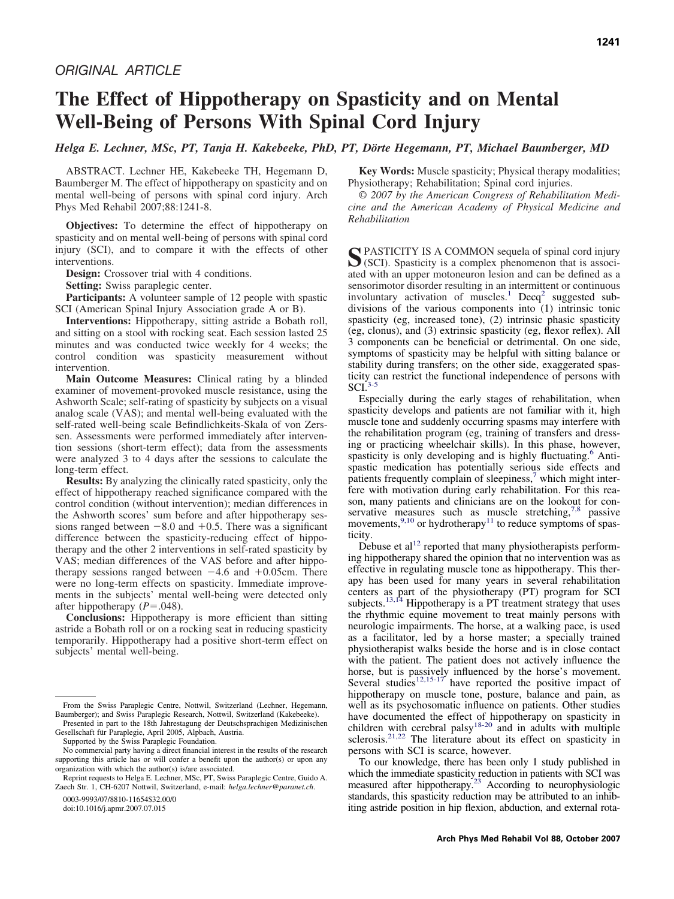ORIGINAL ARTICLE

# The Effect of Hippotherapy on Spasticity and on Mental Well-Being of Persons With Spinal Cord Injury

*Helga E. Lechner, MSc, PT, Tanja H. Kakebeeke, PhD, PT, Dörte Hegemann, PT, Michael Baumberger, MD*

ABSTRACT. Lechner HE, Kakebeeke TH, Hegemann D, Baumberger M. The effect of hippotherapy on spasticity and on mental well-being of persons with spinal cord injury. Arch Phys Med Rehabil 2007;88:1241-8.

**Objectives:** To determine the effect of hippotherapy on spasticity and on mental well-being of persons with spinal cord injury (SCI), and to compare it with the effects of other interventions.

**Design:** Crossover trial with 4 conditions.

**Setting:** Swiss paraplegic center.

**Participants:** A volunteer sample of 12 people with spastic SCI (American Spinal Injury Association grade A or B).

**Interventions:** Hippotherapy, sitting astride a Bobath roll, and sitting on a stool with rocking seat. Each session lasted 25 minutes and was conducted twice weekly for 4 weeks; the control condition was spasticity measurement without intervention.

**Main Outcome Measures:** Clinical rating by a blinded examiner of movement-provoked muscle resistance, using the Ashworth Scale; self-rating of spasticity by subjects on a visual analog scale (VAS); and mental well-being evaluated with the self-rated well-being scale Befindlichkeits-Skala of von Zerssen. Assessments were performed immediately after intervention sessions (short-term effect); data from the assessments were analyzed 3 to 4 days after the sessions to calculate the long-term effect.

**Results:** By analyzing the clinically rated spasticity, only the effect of hippotherapy reached significance compared with the control condition (without intervention); median differences in the Ashworth scores' sum before and after hippotherapy sessions ranged between −8.0 and +0.5. There was a significant difference between the spasticity-reducing effect of hippotherapy and the other 2 interventions in self-rated spasticity by VAS; median differences of the VAS before and after hippotherapy sessions ranged between −4.6 and +0.05cm. There were no long-term effects on spasticity. Immediate improvements in the subjects' mental well-being were detected only after hippotherapy ($P$=.048).

**Conclusions:** Hippotherapy is more efficient than sitting astride a Bobath roll or on a rocking seat in reducing spasticity temporarily. Hippotherapy had a positive short-term effect on subjects' mental well-being.

**Key Words:** Muscle spasticity; Physical therapy modalities; Physiotherapy; Rehabilitation; Spinal cord injuries.

© *2007 by the American Congress of Rehabilitation Medicine and the American Academy of Physical Medicine and Rehabilitation*

SPASTICITY IS A COMMON sequela of spinal cord injury (SCI). Spasticity is a complex phenomenon that is associated with an upper motoneuron lesion and can be defined as a sensorimotor disorder resulting in an intermittent or continuous involuntary activation of muscles.[1] Decq[2] suggested subdivisions of the various components into (1) intrinsic tonic spasticity (eg, increased tone), (2) intrinsic phasic spasticity (eg, clonus), and (3) extrinsic spasticity (eg, flexor reflex). All 3 components can be beneficial or detrimental. On one side, symptoms of spasticity may be helpful with sitting balance or stability during transfers; on the other side, exaggerated spasticity can restrict the functional independence of persons with SCI.[3-5]

Especially during the early stages of rehabilitation, when spasticity develops and patients are not familiar with it, high muscle tone and suddenly occurring spasms may interfere with the rehabilitation program (eg, training of transfers and dressing or practicing wheelchair skills). In this phase, however, spasticity is only developing and is highly fluctuating.[6] Antispastic medication has potentially serious side effects and patients frequently complain of sleepiness,[7] which might interfere with motivation during early rehabilitation. For this reason, many patients and clinicians are on the lookout for conservative measures such as muscle stretching,[7,8] passive movements,[9,10] or hydrotherapy[11] to reduce symptoms of spasticity.

Debuse et al[12] reported that many physiotherapists performing hippotherapy shared the opinion that no intervention was as effective in regulating muscle tone as hippotherapy. This therapy has been used for many years in several rehabilitation centers as part of the physiotherapy (PT) program for SCI subjects.[13,14] Hippotherapy is a PT treatment strategy that uses the rhythmic equine movement to treat mainly persons with neurologic impairments. The horse, at a walking pace, is used as a facilitator, led by a horse master; a specially trained physiotherapist walks beside the horse and is in close contact with the patient. The patient does not actively influence the horse, but is passively influenced by the horse's movement. Several studies[12,15-17] have reported the positive impact of hippotherapy on muscle tone, posture, balance and pain, as well as its psychosomatic influence on patients. Other studies have documented the effect of hippotherapy on spasticity in children with cerebral palsy[18-20] and in adults with multiple sclerosis.[21,22] The literature about its effect on spasticity in persons with SCI is scarce, however.

To our knowledge, there has been only 1 study published in which the immediate spasticity reduction in patients with SCI was measured after hippotherapy.[23] According to neurophysiologic standards, this spasticity reduction may be attributed to an inhibiting astride position in hip flexion, abduction, and external rota-

From the Swiss Paraplegic Centre, Nottwil, Switzerland (Lechner, Hegemann, Baumberger); and Swiss Paraplegic Research, Nottwil, Switzerland (Kakebeeke).

Presented in part to the 18th Jahrestagung der Deutschsprachigen Medizinischen Gesellschaft für Paraplegie, April 2005, Alpbach, Austria.

Supported by the Swiss Paraplegic Foundation.

No commercial party having a direct financial interest in the results of the research supporting this article has or will confer a benefit upon the author(s) or upon any organization with which the author(s) is/are associated.

Reprint requests to Helga E. Lechner, MSc, PT, Swiss Paraplegic Centre, Guido A. Zaech Str. 1, CH-6207 Nottwil, Switzerland, e-mail: *helga.lechner@paranet.ch*.

0003-9993/07/8810-11654$32.00/0

doi:10.1016/j.apmr.2007.07.015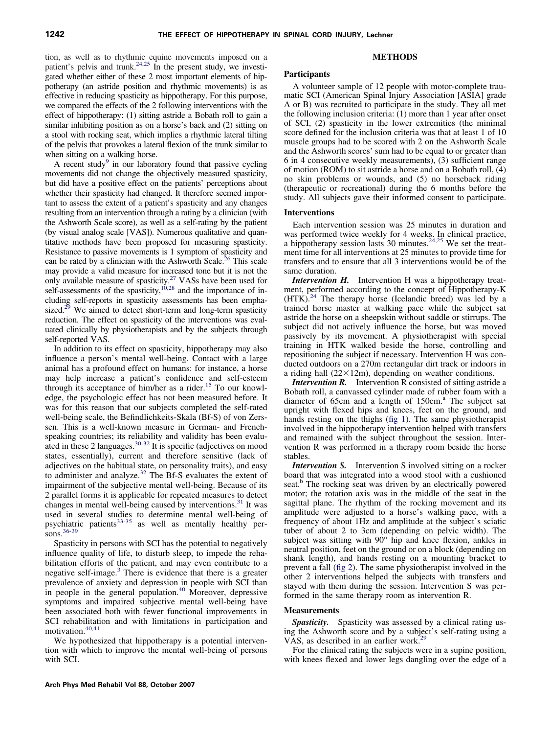tion, as well as to rhythmic equine movements imposed on a patient's pelvis and trunk.[24,25] In the present study, we investigated whether either of these 2 most important elements of hippotherapy (an astride position and rhythmic movements) is as effective in reducing spasticity as hippotherapy. For this purpose, we compared the effects of the 2 following interventions with the effect of hippotherapy: (1) sitting astride a Bobath roll to gain a similar inhibiting position as on a horse's back and (2) sitting on a stool with rocking seat, which implies a rhythmic lateral tilting of the pelvis that provokes a lateral flexion of the trunk similar to when sitting on a walking horse.

A recent study[9] in our laboratory found that passive cycling movements did not change the objectively measured spasticity, but did have a positive effect on the patients' perceptions about whether their spasticity had changed. It therefore seemed important to assess the extent of a patient's spasticity and any changes resulting from an intervention through a rating by a clinician (with the Ashworth Scale score), as well as a self-rating by the patient (by visual analog scale [VAS]). Numerous qualitative and quantitative methods have been proposed for measuring spasticity. Resistance to passive movements is 1 symptom of spasticity and can be rated by a clinician with the Ashworth Scale.[26] This scale may provide a valid measure for increased tone but it is not the only available measure of spasticity.[27] VASs have been used for self-assessments of the spasticity,[10,28] and the importance of including self-reports in spasticity assessments has been emphasized.[29] We aimed to detect short-term and long-term spasticity reduction. The effect on spasticity of the interventions was evaluated clinically by physiotherapists and by the subjects through self-reported VAS.

In addition to its effect on spasticity, hippotherapy may also influence a person's mental well-being. Contact with a large animal has a profound effect on humans: for instance, a horse may help increase a patient's confidence and self-esteem through its acceptance of him/her as a rider.[15] To our knowledge, the psychologic effect has not been measured before. It was for this reason that our subjects completed the self-rated well-being scale, the Befindlichkeits-Skala (Bf-S) of von Zerssen. This is a well-known measure in German- and French-speaking countries; its reliability and validity has been evaluated in these 2 languages.[30-32] It is specific (adjectives on mood states, essentially), current and therefore sensitive (lack of adjectives on the habitual state, on personality traits), and easy to administer and analyze.[32] The Bf-S evaluates the extent of impairment of the subjective mental well-being. Because of its 2 parallel forms it is applicable for repeated measures to detect changes in mental well-being caused by interventions.[31] It was used in several studies to determine mental well-being of psychiatric patients[33-35] as well as mentally healthy persons.[36-39]

Spasticity in persons with SCI has the potential to negatively influence quality of life, to disturb sleep, to impede the rehabilitation efforts of the patient, and may even contribute to a negative self-image.[3] There is evidence that there is a greater prevalence of anxiety and depression in people with SCI than in people in the general population.[40] Moreover, depressive symptoms and impaired subjective mental well-being have been associated both with fewer functional improvements in SCI rehabilitation and with limitations in participation and motivation.[40,41]

We hypothesized that hippotherapy is a potential intervention with which to improve the mental well-being of persons with SCI.

## METHODS

### Participants

A volunteer sample of 12 people with motor-complete traumatic SCI (American Spinal Injury Association [ASIA] grade A or B) was recruited to participate in the study. They all met the following inclusion criteria: (1) more than 1 year after onset of SCI, (2) spasticity in the lower extremities (the minimal score defined for the inclusion criteria was that at least 1 of 10 muscle groups had to be scored with 2 on the Ashworth Scale and the Ashworth scores' sum had to be equal to or greater than 6 in 4 consecutive weekly measurements), (3) sufficient range of motion (ROM) to sit astride a horse and on a Bobath roll, (4) no skin problems or wounds, and (5) no horseback riding (therapeutic or recreational) during the 6 months before the study. All subjects gave their informed consent to participate.

### Interventions

Each intervention session was 25 minutes in duration and was performed twice weekly for 4 weeks. In clinical practice, a hippotherapy session lasts 30 minutes.[24,25] We set the treatment time for all interventions at 25 minutes to provide time for transfers and to ensure that all 3 interventions would be of the same duration.

***Intervention H.*** Intervention H was a hippotherapy treatment, performed according to the concept of Hippotherapy-K (HTK).[24] The therapy horse (Icelandic breed) was led by a trained horse master at walking pace while the subject sat astride the horse on a sheepskin without saddle or stirrups. The subject did not actively influence the horse, but was moved passively by its movement. A physiotherapist with special training in HTK walked beside the horse, controlling and repositioning the subject if necessary. Intervention H was conducted outdoors on a 270m rectangular dirt track or indoors in a riding hall (22×12m), depending on weather conditions.

***Intervention R.*** Intervention R consisted of sitting astride a Bobath roll, a canvassed cylinder made of rubber foam with a diameter of 65cm and a length of 150cm.[a] The subject sat upright with flexed hips and knees, feet on the ground, and hands resting on the thighs (fig 1). The same physiotherapist involved in the hippotherapy intervention helped with transfers and remained with the subject throughout the session. Intervention R was performed in a therapy room beside the horse stables.

***Intervention S.*** Intervention S involved sitting on a rocker board that was integrated into a wood stool with a cushioned seat.[b] The rocking seat was driven by an electrically powered motor; the rotation axis was in the middle of the seat in the sagittal plane. The rhythm of the rocking movement and its amplitude were adjusted to a horse's walking pace, with a frequency of about 1Hz and amplitude at the subject's sciatic tuber of about 2 to 3cm (depending on pelvic width). The subject was sitting with 90° hip and knee flexion, ankles in neutral position, feet on the ground or on a block (depending on shank length), and hands resting on a mounting bracket to prevent a fall (fig 2). The same physiotherapist involved in the other 2 interventions helped the subjects with transfers and stayed with them during the session. Intervention S was performed in the same therapy room as intervention R.

### Measurements

***Spasticity.*** Spasticity was assessed by a clinical rating using the Ashworth score and by a subject's self-rating using a VAS, as described in an earlier work.[29]

For the clinical rating the subjects were in a supine position, with knees flexed and lower legs dangling over the edge of a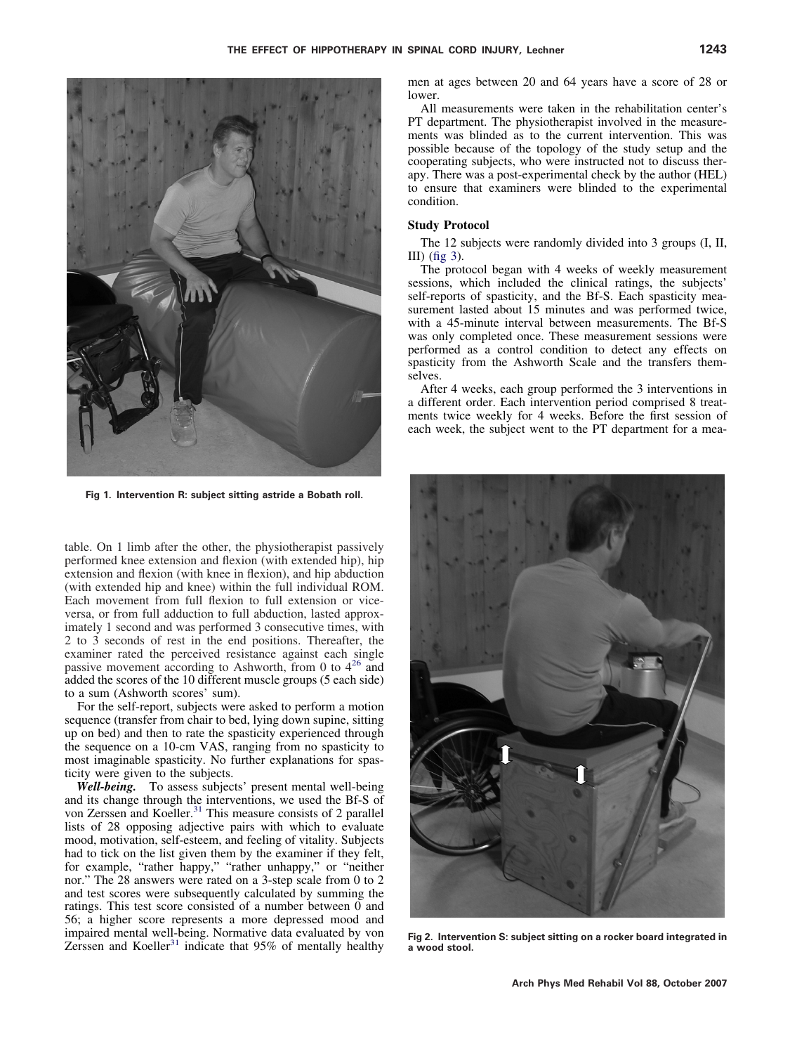Fig 1. Intervention R: subject sitting astride a Bobath roll.

table. On 1 limb after the other, the physiotherapist passively performed knee extension and flexion (with extended hip), hip extension and flexion (with knee in flexion), and hip abduction (with extended hip and knee) within the full individual ROM. Each movement from full flexion to full extension or vice-versa, or from full adduction to full abduction, lasted approximately 1 second and was performed 3 consecutive times, with 2 to 3 seconds of rest in the end positions. Thereafter, the examiner rated the perceived resistance against each single passive movement according to Ashworth, from 0 to 4[26] and added the scores of the 10 different muscle groups (5 each side) to a sum (Ashworth scores' sum).

For the self-report, subjects were asked to perform a motion sequence (transfer from chair to bed, lying down supine, sitting up on bed) and then to rate the spasticity experienced through the sequence on a 10-cm VAS, ranging from no spasticity to most imaginable spasticity. No further explanations for spasticity were given to the subjects.

***Well-being.*** To assess subjects' present mental well-being and its change through the interventions, we used the Bf-S of von Zerssen and Koeller.[31] This measure consists of 2 parallel lists of 28 opposing adjective pairs with which to evaluate mood, motivation, self-esteem, and feeling of vitality. Subjects had to tick on the list given them by the examiner if they felt, for example, "rather happy," "rather unhappy," or "neither nor." The 28 answers were rated on a 3-step scale from 0 to 2 and test scores were subsequently calculated by summing the ratings. This test score consisted of a number between 0 and 56; a higher score represents a more depressed mood and impaired mental well-being. Normative data evaluated by von Zerssen and Koeller[31] indicate that 95% of mentally healthy men at ages between 20 and 64 years have a score of 28 or lower.

All measurements were taken in the rehabilitation center's PT department. The physiotherapist involved in the measurements was blinded as to the current intervention. This was possible because of the topology of the study setup and the cooperating subjects, who were instructed not to discuss therapy. There was a post-experimental check by the author (HEL) to ensure that examiners were blinded to the experimental condition.

### Study Protocol

The 12 subjects were randomly divided into 3 groups (I, II, III) (fig 3).

The protocol began with 4 weeks of weekly measurement sessions, which included the clinical ratings, the subjects' self-reports of spasticity, and the Bf-S. Each spasticity measurement lasted about 15 minutes and was performed twice, with a 45-minute interval between measurements. The Bf-S was only completed once. These measurement sessions were performed as a control condition to detect any effects on spasticity from the Ashworth Scale and the transfers themselves.

After 4 weeks, each group performed the 3 interventions in a different order. Each intervention period comprised 8 treatments twice weekly for 4 weeks. Before the first session of each week, the subject went to the PT department for a mea-

Fig 2. Intervention S: subject sitting on a rocker board integrated in a wood stool.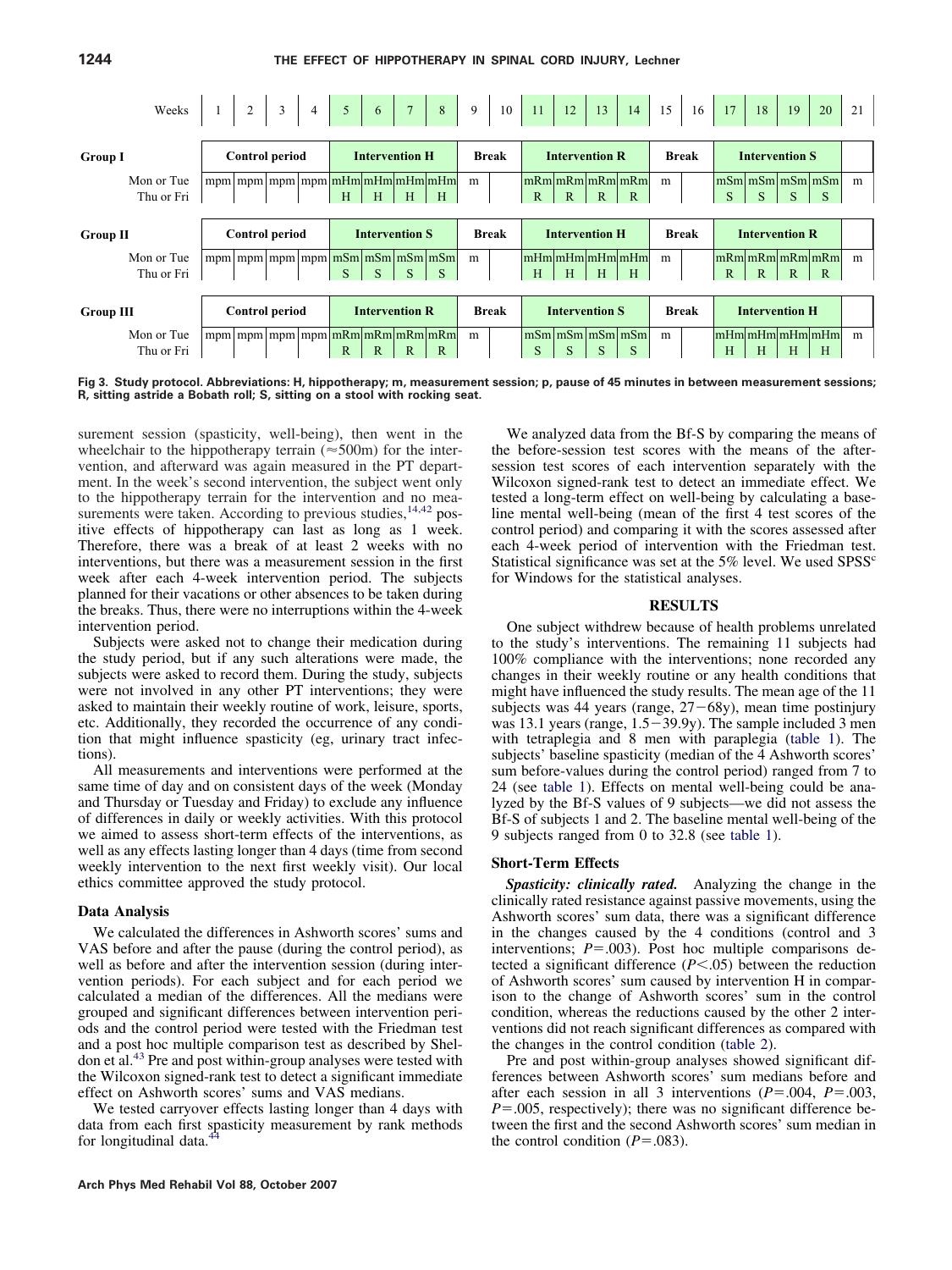| Weeks | 1 | 2 | 3 | 4 | 5 | 6 | 7 | 8 | 9 | 10 | 11 | 12 | 13 | 14 | 15 | 16 | 17 | 18 | 19 | 20 | 21 |
|---|---|---|---|---|---|---|---|---|---|---|---|---|---|---|---|---|---|---|---|---|---|
| **Group I** | **Control period** | | | | **Intervention H** | | | | **Break** | | **Intervention R** | | | | **Break** | | **Intervention S** | | | | |
| Mon or Tue | mpm | mpm | mpm | mpm | mHm | mHm | mHm | mHm | m | | mRm | mRm | mRm | mRm | m | | mSm | mSm | mSm | mSm | m |
| Thu or Fri | | | | | H | H | H | H | | | R | R | R | R | | | S | S | S | S | |
| **Group II** | **Control period** | | | | **Intervention S** | | | | **Break** | | **Intervention H** | | | | **Break** | | **Intervention R** | | | | |
| Mon or Tue | mpm | mpm | mpm | mpm | mSm | mSm | mSm | mSm | m | | mHm | mHm | mHm | mHm | m | | mRm | mRm | mRm | mRm | m |
| Thu or Fri | | | | | S | S | S | S | | | H | H | H | H | | | R | R | R | R | |
| **Group III** | **Control period** | | | | **Intervention R** | | | | **Break** | | **Intervention S** | | | | **Break** | | **Intervention H** | | | | |
| Mon or Tue | mpm | mpm | mpm | mpm | mRm | mRm | mRm | mRm | m | | mSm | mSm | mSm | mSm | m | | mHm | mHm | mHm | mHm | m |
| Thu or Fri | | | | | R | R | R | R | | | S | S | S | S | | | H | H | H | H | |

**Fig 3. Study protocol. Abbreviations: H, hippotherapy; m, measurement session; p, pause of 45 minutes in between measurement sessions; R, sitting astride a Bobath roll; S, sitting on a stool with rocking seat.**

surement session (spasticity, well-being), then went in the wheelchair to the hippotherapy terrain (≈500m) for the intervention, and afterward was again measured in the PT department. In the week's second intervention, the subject went only to the hippotherapy terrain for the intervention and no measurements were taken. According to previous studies,[14,42] positive effects of hippotherapy can last as long as 1 week. Therefore, there was a break of at least 2 weeks with no interventions, but there was a measurement session in the first week after each 4-week intervention period. The subjects planned for their vacations or other absences to be taken during the breaks. Thus, there were no interruptions within the 4-week intervention period.

Subjects were asked not to change their medication during the study period, but if any such alterations were made, the subjects were asked to record them. During the study, subjects were not involved in any other PT interventions; they were asked to maintain their weekly routine of work, leisure, sports, etc. Additionally, they recorded the occurrence of any condition that might influence spasticity (eg, urinary tract infections).

All measurements and interventions were performed at the same time of day and on consistent days of the week (Monday and Thursday or Tuesday and Friday) to exclude any influence of differences in daily or weekly activities. With this protocol we aimed to assess short-term effects of the interventions, as well as any effects lasting longer than 4 days (time from second weekly intervention to the next first weekly visit). Our local ethics committee approved the study protocol.

### Data Analysis

We calculated the differences in Ashworth scores' sums and VAS before and after the pause (during the control period), as well as before and after the intervention session (during intervention periods). For each subject and for each period we calculated a median of the differences. All the medians were grouped and significant differences between intervention periods and the control period were tested with the Friedman test and a post hoc multiple comparison test as described by Sheldon et al.[43] Pre and post within-group analyses were tested with the Wilcoxon signed-rank test to detect a significant immediate effect on Ashworth scores' sums and VAS medians.

We tested carryover effects lasting longer than 4 days with data from each first spasticity measurement by rank methods for longitudinal data.[44]

We analyzed data from the Bf-S by comparing the means of the before-session test scores with the means of the after-session test scores of each intervention separately with the Wilcoxon signed-rank test to detect an immediate effect. We tested a long-term effect on well-being by calculating a baseline mental well-being (mean of the first 4 test scores of the control period) and comparing it with the scores assessed after each 4-week period of intervention with the Friedman test. Statistical significance was set at the 5% level. We used SPSS[c] for Windows for the statistical analyses.

## RESULTS

One subject withdrew because of health problems unrelated to the study's interventions. The remaining 11 subjects had 100% compliance with the interventions; none recorded any changes in their weekly routine or any health conditions that might have influenced the study results. The mean age of the 11 subjects was 44 years (range, 27−68y), mean time postinjury was 13.1 years (range, 1.5−39.9y). The sample included 3 men with tetraplegia and 8 men with paraplegia (table 1). The subjects' baseline spasticity (median of the 4 Ashworth scores' sum before-values during the control period) ranged from 7 to 24 (see table 1). Effects on mental well-being could be analyzed by the Bf-S values of 9 subjects—we did not assess the Bf-S of subjects 1 and 2. The baseline mental well-being of the 9 subjects ranged from 0 to 32.8 (see table 1).

### Short-Term Effects

***Spasticity: clinically rated.*** Analyzing the change in the clinically rated resistance against passive movements, using the Ashworth scores' sum data, there was a significant difference in the changes caused by the 4 conditions (control and 3 interventions; $P=.003$). Post hoc multiple comparisons detected a significant difference ($P<.05$) between the reduction of Ashworth scores' sum caused by intervention H in comparison to the change of Ashworth scores' sum in the control condition, whereas the reductions caused by the other 2 interventions did not reach significant differences as compared with the changes in the control condition (table 2).

Pre and post within-group analyses showed significant differences between Ashworth scores' sum medians before and after each session in all 3 interventions ($P=.004$, $P=.003$, $P=.005$, respectively); there was no significant difference between the first and the second Ashworth scores' sum median in the control condition ($P=.083$).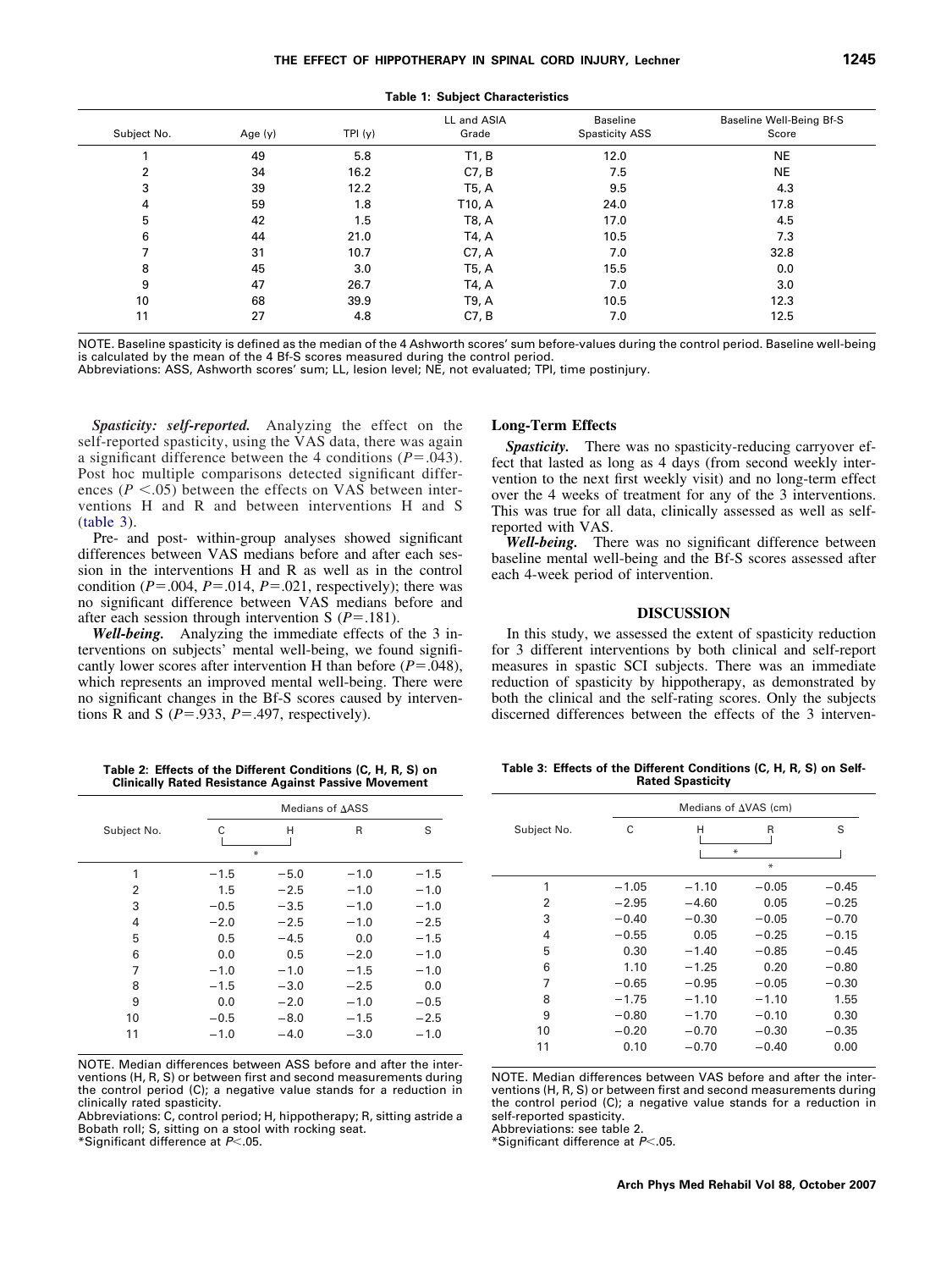**Table 1: Subject Characteristics**

| Subject No. | Age (y) | TPI (y) | LL and ASIA Grade | Baseline Spasticity ASS | Baseline Well-Being Bf-S Score |
|---|---|---|---|---|---|
| 1 | 49 | 5.8 | T1, B | 12.0 | NE |
| 2 | 34 | 16.2 | C7, B | 7.5 | NE |
| 3 | 39 | 12.2 | T5, A | 9.5 | 4.3 |
| 4 | 59 | 1.8 | T10, A | 24.0 | 17.8 |
| 5 | 42 | 1.5 | T8, A | 17.0 | 4.5 |
| 6 | 44 | 21.0 | T4, A | 10.5 | 7.3 |
| 7 | 31 | 10.7 | C7, A | 7.0 | 32.8 |
| 8 | 45 | 3.0 | T5, A | 15.5 | 0.0 |
| 9 | 47 | 26.7 | T4, A | 7.0 | 3.0 |
| 10 | 68 | 39.9 | T9, A | 10.5 | 12.3 |
| 11 | 27 | 4.8 | C7, B | 7.0 | 12.5 |

NOTE. Baseline spasticity is defined as the median of the 4 Ashworth scores' sum before-values during the control period. Baseline well-being is calculated by the mean of the 4 Bf-S scores measured during the control period.
Abbreviations: ASS, Ashworth scores' sum; LL, lesion level; NE, not evaluated; TPI, time postinjury.

***Spasticity: self-reported.*** Analyzing the effect on the self-reported spasticity, using the VAS data, there was again a significant difference between the 4 conditions ($P$=.043). Post hoc multiple comparisons detected significant differences ($P$ <.05) between the effects on VAS between interventions H and R and between interventions H and S (table 3).

Pre- and post- within-group analyses showed significant differences between VAS medians before and after each session in the interventions H and R as well as in the control condition ($P$=.004, $P$=.014, $P$=.021, respectively); there was no significant difference between VAS medians before and after each session through intervention S ($P$=.181).

***Well-being.*** Analyzing the immediate effects of the 3 interventions on subjects' mental well-being, we found significantly lower scores after intervention H than before ($P$=.048), which represents an improved mental well-being. There were no significant changes in the Bf-S scores caused by interventions R and S ($P$=.933, $P$=.497, respectively).

**Table 2: Effects of the Different Conditions (C, H, R, S) on Clinically Rated Resistance Against Passive Movement**

| Subject No. | Medians of ΔASS | | | |
|---|---|---|---|---|
| | C | H | R | S |
| | * (C vs H) | | | |
| 1 | −1.5 | −5.0 | −1.0 | −1.5 |
| 2 | 1.5 | −2.5 | −1.0 | −1.0 |
| 3 | −0.5 | −3.5 | −1.0 | −1.0 |
| 4 | −2.0 | −2.5 | −1.0 | −2.5 |
| 5 | 0.5 | −4.5 | 0.0 | −1.5 |
| 6 | 0.0 | 0.5 | −2.0 | −1.0 |
| 7 | −1.0 | −1.0 | −1.5 | −1.0 |
| 8 | −1.5 | −3.0 | −2.5 | 0.0 |
| 9 | 0.0 | −2.0 | −1.0 | −0.5 |
| 10 | −0.5 | −8.0 | −1.5 | −2.5 |
| 11 | −1.0 | −4.0 | −3.0 | −1.0 |

NOTE. Median differences between ASS before and after the interventions (H, R, S) or between first and second measurements during the control period (C); a negative value stands for a reduction in clinically rated spasticity.
Abbreviations: C, control period; H, hippotherapy; R, sitting astride a Bobath roll; S, sitting on a stool with rocking seat.
*Significant difference at $P$<.05.

## Long-Term Effects

***Spasticity.*** There was no spasticity-reducing carryover effect that lasted as long as 4 days (from second weekly intervention to the next first weekly visit) and no long-term effect over the 4 weeks of treatment for any of the 3 interventions. This was true for all data, clinically assessed as well as self-reported with VAS.

***Well-being.*** There was no significant difference between baseline mental well-being and the Bf-S scores assessed after each 4-week period of intervention.

## DISCUSSION

In this study, we assessed the extent of spasticity reduction for 3 different interventions by both clinical and self-report measures in spastic SCI subjects. There was an immediate reduction of spasticity by hippotherapy, as demonstrated by both the clinical and the self-rating scores. Only the subjects discerned differences between the effects of the 3 interven-

**Table 3: Effects of the Different Conditions (C, H, R, S) on Self-Rated Spasticity**

| Subject No. | Medians of ΔVAS (cm) | | | |
|---|---|---|---|---|
| | C | H | R | S |
| | | * (H vs R) | | |
| | | * (H vs S) | | |
| 1 | −1.05 | −1.10 | −0.05 | −0.45 |
| 2 | −2.95 | −4.60 | 0.05 | −0.25 |
| 3 | −0.40 | −0.30 | −0.05 | −0.70 |
| 4 | −0.55 | 0.05 | −0.25 | −0.15 |
| 5 | 0.30 | −1.40 | −0.85 | −0.45 |
| 6 | 1.10 | −1.25 | 0.20 | −0.80 |
| 7 | −0.65 | −0.95 | −0.05 | −0.30 |
| 8 | −1.75 | −1.10 | −1.10 | 1.55 |
| 9 | −0.80 | −1.70 | −0.10 | 0.30 |
| 10 | −0.20 | −0.70 | −0.30 | −0.35 |
| 11 | 0.10 | −0.70 | −0.40 | 0.00 |

NOTE. Median differences between VAS before and after the interventions (H, R, S) or between first and second measurements during the control period (C); a negative value stands for a reduction in self-reported spasticity.
Abbreviations: see table 2.
*Significant difference at $P$<.05.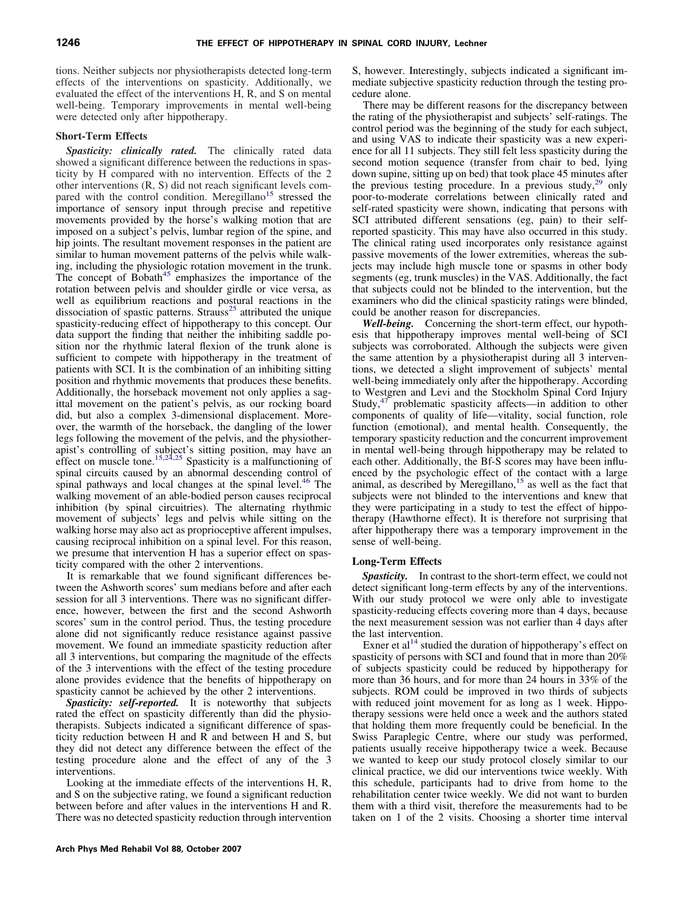tions. Neither subjects nor physiotherapists detected long-term effects of the interventions on spasticity. Additionally, we evaluated the effect of the interventions H, R, and S on mental well-being. Temporary improvements in mental well-being were detected only after hippotherapy.

### Short-Term Effects

***Spasticity: clinically rated.*** The clinically rated data showed a significant difference between the reductions in spasticity by H compared with no intervention. Effects of the 2 other interventions (R, S) did not reach significant levels compared with the control condition. Meregillano[15] stressed the importance of sensory input through precise and repetitive movements provided by the horse's walking motion that are imposed on a subject's pelvis, lumbar region of the spine, and hip joints. The resultant movement responses in the patient are similar to human movement patterns of the pelvis while walking, including the physiologic rotation movement in the trunk. The concept of Bobath[45] emphasizes the importance of the rotation between pelvis and shoulder girdle or vice versa, as well as equilibrium reactions and postural reactions in the dissociation of spastic patterns. Strauss[25] attributed the unique spasticity-reducing effect of hippotherapy to this concept. Our data support the finding that neither the inhibiting saddle position nor the rhythmic lateral flexion of the trunk alone is sufficient to compete with hippotherapy in the treatment of patients with SCI. It is the combination of an inhibiting sitting position and rhythmic movements that produces these benefits. Additionally, the horseback movement not only applies a sagittal movement on the patient's pelvis, as our rocking board did, but also a complex 3-dimensional displacement. Moreover, the warmth of the horseback, the dangling of the lower legs following the movement of the pelvis, and the physiotherapist's controlling of subject's sitting position, may have an effect on muscle tone.[15,24,25] Spasticity is a malfunctioning of spinal circuits caused by an abnormal descending control of spinal pathways and local changes at the spinal level.[46] The walking movement of an able-bodied person causes reciprocal inhibition (by spinal circuitries). The alternating rhythmic movement of subjects' legs and pelvis while sitting on the walking horse may also act as proprioceptive afferent impulses, causing reciprocal inhibition on a spinal level. For this reason, we presume that intervention H has a superior effect on spasticity compared with the other 2 interventions.

It is remarkable that we found significant differences between the Ashworth scores' sum medians before and after each session for all 3 interventions. There was no significant difference, however, between the first and the second Ashworth scores' sum in the control period. Thus, the testing procedure alone did not significantly reduce resistance against passive movement. We found an immediate spasticity reduction after all 3 interventions, but comparing the magnitude of the effects of the 3 interventions with the effect of the testing procedure alone provides evidence that the benefits of hippotherapy on spasticity cannot be achieved by the other 2 interventions.

***Spasticity: self-reported.*** It is noteworthy that subjects rated the effect on spasticity differently than did the physiotherapists. Subjects indicated a significant difference of spasticity reduction between H and R and between H and S, but they did not detect any difference between the effect of the testing procedure alone and the effect of any of the 3 interventions.

Looking at the immediate effects of the interventions H, R, and S on the subjective rating, we found a significant reduction between before and after values in the interventions H and R. There was no detected spasticity reduction through intervention S, however. Interestingly, subjects indicated a significant immediate subjective spasticity reduction through the testing procedure alone.

There may be different reasons for the discrepancy between the rating of the physiotherapist and subjects' self-ratings. The control period was the beginning of the study for each subject, and using VAS to indicate their spasticity was a new experience for all 11 subjects. They still felt less spasticity during the second motion sequence (transfer from chair to bed, lying down supine, sitting up on bed) that took place 45 minutes after the previous testing procedure. In a previous study,[29] only poor-to-moderate correlations between clinically rated and self-rated spasticity were shown, indicating that persons with SCI attributed different sensations (eg, pain) to their self-reported spasticity. This may have also occurred in this study. The clinical rating used incorporates only resistance against passive movements of the lower extremities, whereas the subjects may include high muscle tone or spasms in other body segments (eg, trunk muscles) in the VAS. Additionally, the fact that subjects could not be blinded to the intervention, but the examiners who did the clinical spasticity ratings were blinded, could be another reason for discrepancies.

***Well-being.*** Concerning the short-term effect, our hypothesis that hippotherapy improves mental well-being of SCI subjects was corroborated. Although the subjects were given the same attention by a physiotherapist during all 3 interventions, we detected a slight improvement of subjects' mental well-being immediately only after the hippotherapy. According to Westgren and Levi and the Stockholm Spinal Cord Injury Study,[47] problematic spasticity affects—in addition to other components of quality of life—vitality, social function, role function (emotional), and mental health. Consequently, the temporary spasticity reduction and the concurrent improvement in mental well-being through hippotherapy may be related to each other. Additionally, the Bf-S scores may have been influenced by the psychologic effect of the contact with a large animal, as described by Meregillano,[15] as well as the fact that subjects were not blinded to the interventions and knew that they were participating in a study to test the effect of hippotherapy (Hawthorne effect). It is therefore not surprising that after hippotherapy there was a temporary improvement in the sense of well-being.

### Long-Term Effects

***Spasticity.*** In contrast to the short-term effect, we could not detect significant long-term effects by any of the interventions. With our study protocol we were only able to investigate spasticity-reducing effects covering more than 4 days, because the next measurement session was not earlier than 4 days after the last intervention.

Exner et al[14] studied the duration of hippotherapy's effect on spasticity of persons with SCI and found that in more than 20% of subjects spasticity could be reduced by hippotherapy for more than 36 hours, and for more than 24 hours in 33% of the subjects. ROM could be improved in two thirds of subjects with reduced joint movement for as long as 1 week. Hippotherapy sessions were held once a week and the authors stated that holding them more frequently could be beneficial. In the Swiss Paraplegic Centre, where our study was performed, patients usually receive hippotherapy twice a week. Because we wanted to keep our study protocol closely similar to our clinical practice, we did our interventions twice weekly. With this schedule, participants had to drive from home to the rehabilitation center twice weekly. We did not want to burden them with a third visit, therefore the measurements had to be taken on 1 of the 2 visits. Choosing a shorter time interval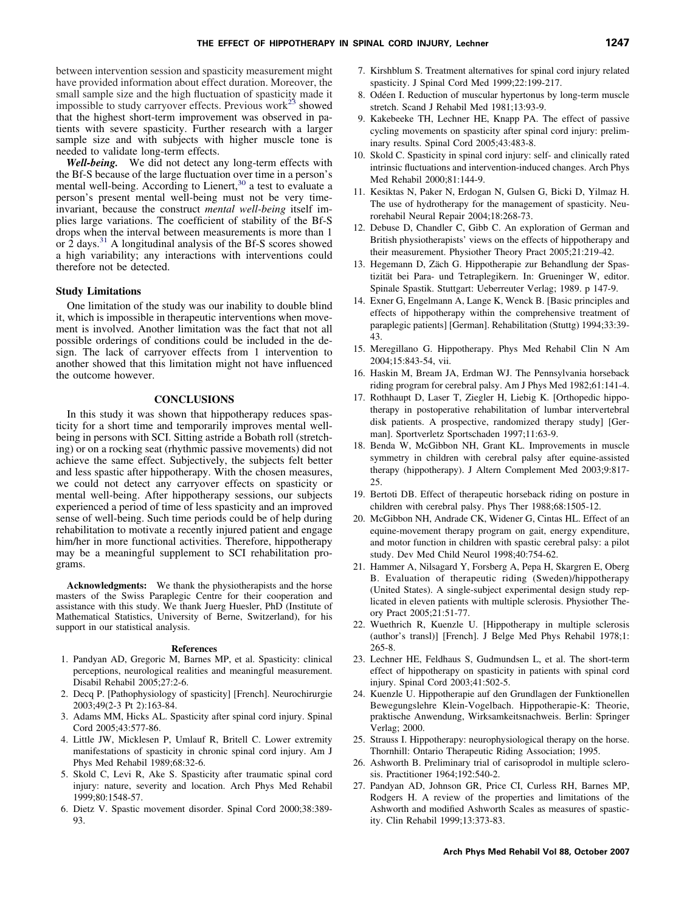between intervention session and spasticity measurement might have provided information about effect duration. Moreover, the small sample size and the high fluctuation of spasticity made it impossible to study carryover effects. Previous work[23] showed that the highest short-term improvement was observed in patients with severe spasticity. Further research with a larger sample size and with subjects with higher muscle tone is needed to validate long-term effects.

***Well-being.*** We did not detect any long-term effects with the Bf-S because of the large fluctuation over time in a person's mental well-being. According to Lienert,[30] a test to evaluate a person's present mental well-being must not be very time-invariant, because the construct *mental well-being* itself implies large variations. The coefficient of stability of the Bf-S drops when the interval between measurements is more than 1 or 2 days.[31] A longitudinal analysis of the Bf-S scores showed a high variability; any interactions with interventions could therefore not be detected.

### Study Limitations

One limitation of the study was our inability to double blind it, which is impossible in therapeutic interventions when movement is involved. Another limitation was the fact that not all possible orderings of conditions could be included in the design. The lack of carryover effects from 1 intervention to another showed that this limitation might not have influenced the outcome however.

## CONCLUSIONS

In this study it was shown that hippotherapy reduces spasticity for a short time and temporarily improves mental well-being in persons with SCI. Sitting astride a Bobath roll (stretching) or on a rocking seat (rhythmic passive movements) did not achieve the same effect. Subjectively, the subjects felt better and less spastic after hippotherapy. With the chosen measures, we could not detect any carryover effects on spasticity or mental well-being. After hippotherapy sessions, our subjects experienced a period of time of less spasticity and an improved sense of well-being. Such time periods could be of help during rehabilitation to motivate a recently injured patient and engage him/her in more functional activities. Therefore, hippotherapy may be a meaningful supplement to SCI rehabilitation programs.

**Acknowledgments:** We thank the physiotherapists and the horse masters of the Swiss Paraplegic Centre for their cooperation and assistance with this study. We thank Juerg Huesler, PhD (Institute of Mathematical Statistics, University of Berne, Switzerland), for his support in our statistical analysis.

### References

1. Pandyan AD, Gregoric M, Barnes MP, et al. Spasticity: clinical perceptions, neurological realities and meaningful measurement. Disabil Rehabil 2005;27:2-6.
2. Decq P. [Pathophysiology of spasticity] [French]. Neurochirurgie 2003;49(2-3 Pt 2):163-84.
3. Adams MM, Hicks AL. Spasticity after spinal cord injury. Spinal Cord 2005;43:577-86.
4. Little JW, Micklesen P, Umlauf R, Britell C. Lower extremity manifestations of spasticity in chronic spinal cord injury. Am J Phys Med Rehabil 1989;68:32-6.
5. Skold C, Levi R, Ake S. Spasticity after traumatic spinal cord injury: nature, severity and location. Arch Phys Med Rehabil 1999;80:1548-57.
6. Dietz V. Spastic movement disorder. Spinal Cord 2000;38:389-93.
7. Kirshblum S. Treatment alternatives for spinal cord injury related spasticity. J Spinal Cord Med 1999;22:199-217.
8. Odéen I. Reduction of muscular hypertonus by long-term muscle stretch. Scand J Rehabil Med 1981;13:93-9.
9. Kakebeeke TH, Lechner HE, Knapp PA. The effect of passive cycling movements on spasticity after spinal cord injury: preliminary results. Spinal Cord 2005;43:483-8.
10. Skold C. Spasticity in spinal cord injury: self- and clinically rated intrinsic fluctuations and intervention-induced changes. Arch Phys Med Rehabil 2000;81:144-9.
11. Kesiktas N, Paker N, Erdogan N, Gulsen G, Bicki D, Yilmaz H. The use of hydrotherapy for the management of spasticity. Neurorehabil Neural Repair 2004;18:268-73.
12. Debuse D, Chandler C, Gibb C. An exploration of German and British physiotherapists' views on the effects of hippotherapy and their measurement. Physiother Theory Pract 2005;21:219-42.
13. Hegemann D, Zäch G. Hippotherapie zur Behandlung der Spastizität bei Para- und Tetraplegikern. In: Grueninger W, editor. Spinale Spastik. Stuttgart: Ueberreuter Verlag; 1989. p 147-9.
14. Exner G, Engelmann A, Lange K, Wenck B. [Basic principles and effects of hippotherapy within the comprehensive treatment of paraplegic patients] [German]. Rehabilitation (Stuttg) 1994;33:39-43.
15. Meregillano G. Hippotherapy. Phys Med Rehabil Clin N Am 2004;15:843-54, vii.
16. Haskin M, Bream JA, Erdman WJ. The Pennsylvania horseback riding program for cerebral palsy. Am J Phys Med 1982;61:141-4.
17. Rothhaupt D, Laser T, Ziegler H, Liebig K. [Orthopedic hippotherapy in postoperative rehabilitation of lumbar intervertebral disk patients. A prospective, randomized therapy study] [German]. Sportverletz Sportschaden 1997;11:63-9.
18. Benda W, McGibbon NH, Grant KL. Improvements in muscle symmetry in children with cerebral palsy after equine-assisted therapy (hippotherapy). J Altern Complement Med 2003;9:817-25.
19. Bertoti DB. Effect of therapeutic horseback riding on posture in children with cerebral palsy. Phys Ther 1988;68:1505-12.
20. McGibbon NH, Andrade CK, Widener G, Cintas HL. Effect of an equine-movement therapy program on gait, energy expenditure, and motor function in children with spastic cerebral palsy: a pilot study. Dev Med Child Neurol 1998;40:754-62.
21. Hammer A, Nilsagard Y, Forsberg A, Pepa H, Skargren E, Oberg B. Evaluation of therapeutic riding (Sweden)/hippotherapy (United States). A single-subject experimental design study replicated in eleven patients with multiple sclerosis. Physiother Theory Pract 2005;21:51-77.
22. Wuethrich R, Kuenzle U. [Hippotherapy in multiple sclerosis (author's transl)] [French]. J Belge Med Phys Rehabil 1978;1:265-8.
23. Lechner HE, Feldhaus S, Gudmundsen L, et al. The short-term effect of hippotherapy on spasticity in patients with spinal cord injury. Spinal Cord 2003;41:502-5.
24. Kuenzle U. Hippotherapie auf den Grundlagen der Funktionellen Bewegungslehre Klein-Vogelbach. Hippotherapie-K: Theorie, praktische Anwendung, Wirksamkeitsnachweis. Berlin: Springer Verlag; 2000.
25. Strauss I. Hippotherapy: neurophysiological therapy on the horse. Thornhill: Ontario Therapeutic Riding Association; 1995.
26. Ashworth B. Preliminary trial of carisoprodol in multiple sclerosis. Practitioner 1964;192:540-2.
27. Pandyan AD, Johnson GR, Price CI, Curless RH, Barnes MP, Rodgers H. A review of the properties and limitations of the Ashworth and modified Ashworth Scales as measures of spasticity. Clin Rehabil 1999;13:373-83.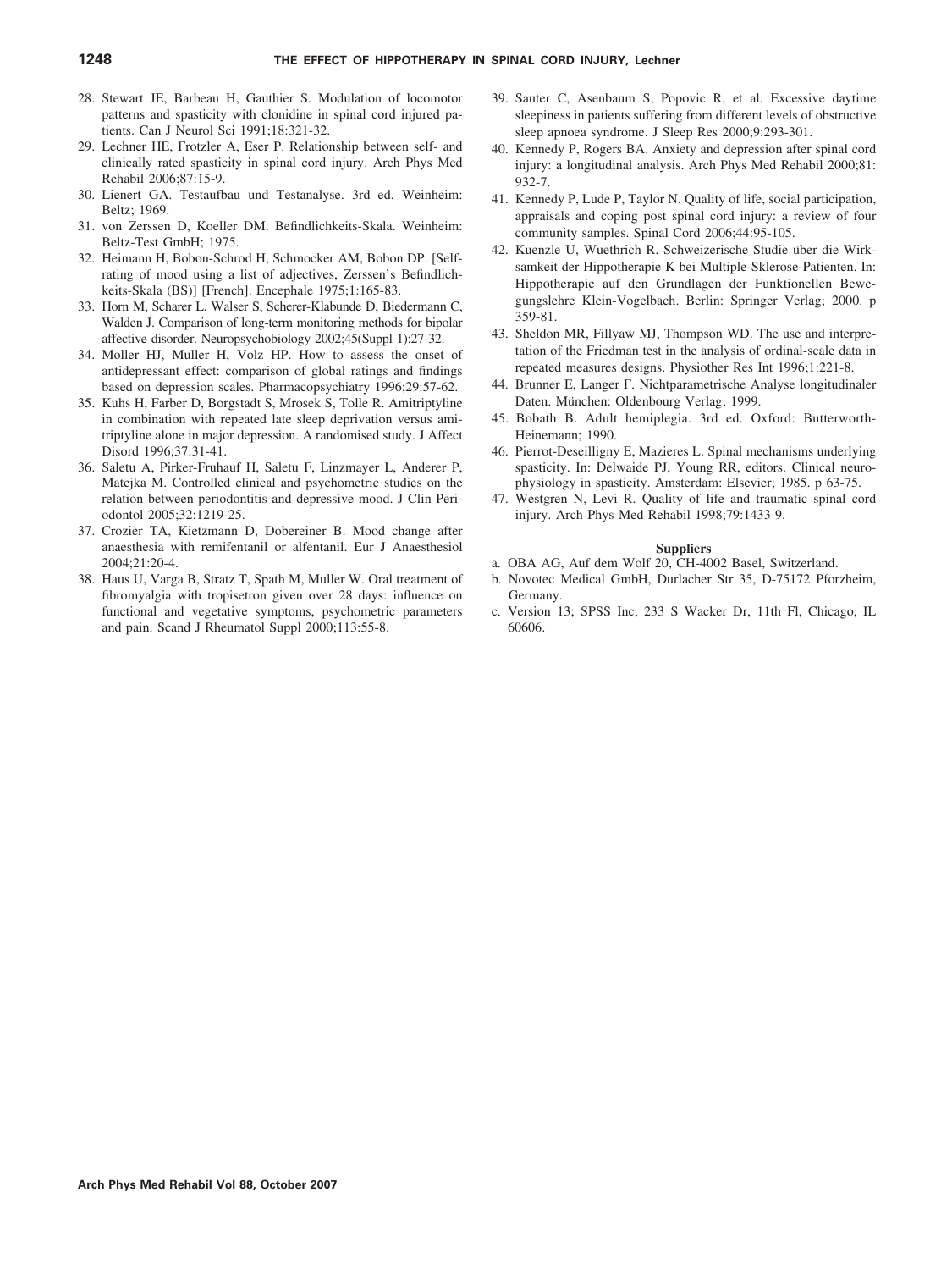28. Stewart JE, Barbeau H, Gauthier S. Modulation of locomotor patterns and spasticity with clonidine in spinal cord injured patients. Can J Neurol Sci 1991;18:321-32.
29. Lechner HE, Frotzler A, Eser P. Relationship between self- and clinically rated spasticity in spinal cord injury. Arch Phys Med Rehabil 2006;87:15-9.
30. Lienert GA. Testaufbau und Testanalyse. 3rd ed. Weinheim: Beltz; 1969.
31. von Zerssen D, Koeller DM. Befindlichkeits-Skala. Weinheim: Beltz-Test GmbH; 1975.
32. Heimann H, Bobon-Schrod H, Schmocker AM, Bobon DP. [Self-rating of mood using a list of adjectives, Zerssen's Befindlichkeits-Skala (BS)] [French]. Encephale 1975;1:165-83.
33. Horn M, Scharer L, Walser S, Scherer-Klabunde D, Biedermann C, Walden J. Comparison of long-term monitoring methods for bipolar affective disorder. Neuropsychobiology 2002;45(Suppl 1):27-32.
34. Moller HJ, Muller H, Volz HP. How to assess the onset of antidepressant effect: comparison of global ratings and findings based on depression scales. Pharmacopsychiatry 1996;29:57-62.
35. Kuhs H, Farber D, Borgstadt S, Mrosek S, Tolle R. Amitriptyline in combination with repeated late sleep deprivation versus amitriptyline alone in major depression. A randomised study. J Affect Disord 1996;37:31-41.
36. Saletu A, Pirker-Fruhauf H, Saletu F, Linzmayer L, Anderer P, Matejka M. Controlled clinical and psychometric studies on the relation between periodontitis and depressive mood. J Clin Periodontol 2005;32:1219-25.
37. Crozier TA, Kietzmann D, Dobereiner B. Mood change after anaesthesia with remifentanil or alfentanil. Eur J Anaesthesiol 2004;21:20-4.
38. Haus U, Varga B, Stratz T, Spath M, Muller W. Oral treatment of fibromyalgia with tropisetron given over 28 days: influence on functional and vegetative symptoms, psychometric parameters and pain. Scand J Rheumatol Suppl 2000;113:55-8.
39. Sauter C, Asenbaum S, Popovic R, et al. Excessive daytime sleepiness in patients suffering from different levels of obstructive sleep apnoea syndrome. J Sleep Res 2000;9:293-301.
40. Kennedy P, Rogers BA. Anxiety and depression after spinal cord injury: a longitudinal analysis. Arch Phys Med Rehabil 2000;81:932-7.
41. Kennedy P, Lude P, Taylor N. Quality of life, social participation, appraisals and coping post spinal cord injury: a review of four community samples. Spinal Cord 2006;44:95-105.
42. Kuenzle U, Wuethrich R. Schweizerische Studie über die Wirksamkeit der Hippotherapie K bei Multiple-Sklerose-Patienten. In: Hippotherapie auf den Grundlagen der Funktionellen Bewegungslehre Klein-Vogelbach. Berlin: Springer Verlag; 2000. p 359-81.
43. Sheldon MR, Fillyaw MJ, Thompson WD. The use and interpretation of the Friedman test in the analysis of ordinal-scale data in repeated measures designs. Physiother Res Int 1996;1:221-8.
44. Brunner E, Langer F. Nichtparametrische Analyse longitudinaler Daten. München: Oldenbourg Verlag; 1999.
45. Bobath B. Adult hemiplegia. 3rd ed. Oxford: Butterworth-Heinemann; 1990.
46. Pierrot-Deseilligny E, Mazieres L. Spinal mechanisms underlying spasticity. In: Delwaide PJ, Young RR, editors. Clinical neurophysiology in spasticity. Amsterdam: Elsevier; 1985. p 63-75.
47. Westgren N, Levi R. Quality of life and traumatic spinal cord injury. Arch Phys Med Rehabil 1998;79:1433-9.

### Suppliers

a. OBA AG, Auf dem Wolf 20, CH-4002 Basel, Switzerland.
b. Novotec Medical GmbH, Durlacher Str 35, D-75172 Pforzheim, Germany.
c. Version 13; SPSS Inc, 233 S Wacker Dr, 11th Fl, Chicago, IL 60606.